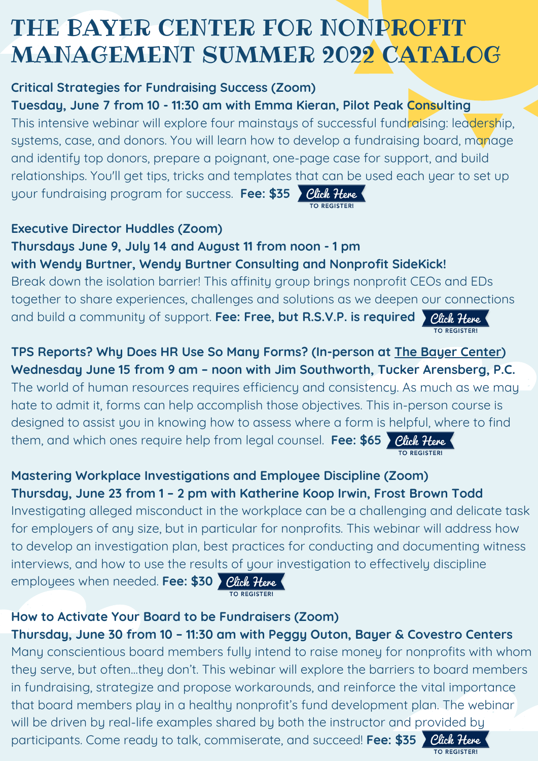# THE BAYER CENTER FOR NONPROFIT MANAGEMENT SUMMER 2022 CATALOG

**Critical Strategies for Fundraising Success (Zoom)**
**Tuesday, June 7 from 10 - 11:30 am with Emma Kieran, Pilot Peak Consulting**
This intensive webinar will explore four mainstays of successful fundraising: leadership, systems, case, and donors. You will learn how to develop a fundraising board, manage and identify top donors, prepare a poignant, one-page case for support, and build relationships. You'll get tips, tricks and templates that can be used each year to set up your fundraising program for success. **Fee: $35** Click Here TO REGISTER!

**Executive Director Huddles (Zoom)**
**Thursdays June 9, July 14 and August 11 from noon - 1 pm**
**with Wendy Burtner, Wendy Burtner Consulting and Nonprofit SideKick!**
Break down the isolation barrier! This affinity group brings nonprofit CEOs and EDs together to share experiences, challenges and solutions as we deepen our connections and build a community of support. **Fee: Free, but R.S.V.P. is required** Click Here TO REGISTER!

**TPS Reports? Why Does HR Use So Many Forms? (In-person at The Bayer Center)**
**Wednesday June 15 from 9 am – noon with Jim Southworth, Tucker Arensberg, P.C.**
The world of human resources requires efficiency and consistency. As much as we may hate to admit it, forms can help accomplish those objectives. This in-person course is designed to assist you in knowing how to assess where a form is helpful, where to find them, and which ones require help from legal counsel. **Fee: $65** Click Here TO REGISTER!

**Mastering Workplace Investigations and Employee Discipline (Zoom)**
**Thursday, June 23 from 1 – 2 pm with Katherine Koop Irwin, Frost Brown Todd**
Investigating alleged misconduct in the workplace can be a challenging and delicate task for employers of any size, but in particular for nonprofits. This webinar will address how to develop an investigation plan, best practices for conducting and documenting witness interviews, and how to use the results of your investigation to effectively discipline employees when needed. **Fee: $30** Click Here TO REGISTER!

**How to Activate Your Board to be Fundraisers (Zoom)**
**Thursday, June 30 from 10 – 11:30 am with Peggy Outon, Bayer & Covestro Centers**
Many conscientious board members fully intend to raise money for nonprofits with whom they serve, but often…they don't. This webinar will explore the barriers to board members in fundraising, strategize and propose workarounds, and reinforce the vital importance that board members play in a healthy nonprofit's fund development plan. The webinar will be driven by real-life examples shared by both the instructor and provided by participants. Come ready to talk, commiserate, and succeed! **Fee: $35** Click Here TO REGISTER!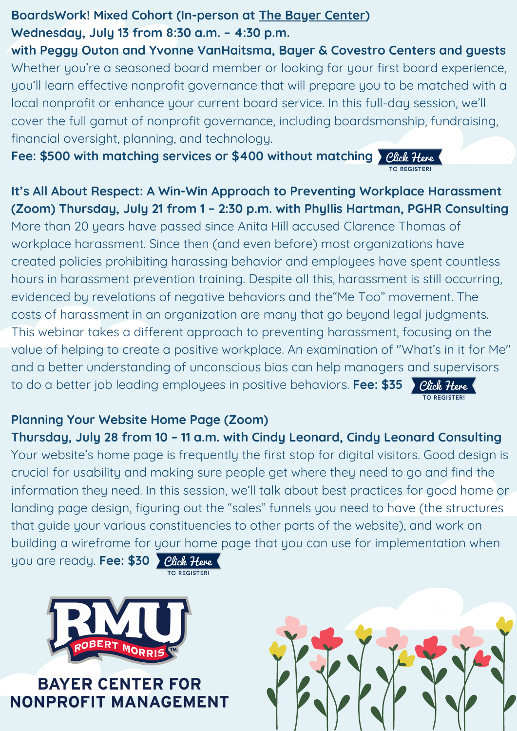**BoardsWork! Mixed Cohort (In-person at The Bayer Center)**
**Wednesday, July 13 from 8:30 a.m. – 4:30 p.m.**
**with Peggy Outon and Yvonne VanHaitsma, Bayer & Covestro Centers and guests**

Whether you're a seasoned board member or looking for your first board experience, you'll learn effective nonprofit governance that will prepare you to be matched with a local nonprofit or enhance your current board service. In this full-day session, we'll cover the full gamut of nonprofit governance, including boardsmanship, fundraising, financial oversight, planning, and technology.

**Fee: $500 with matching services or $400 without matching** Click Here TO REGISTER!

**It's All About Respect: A Win-Win Approach to Preventing Workplace Harassment (Zoom) Thursday, July 21 from 1 – 2:30 p.m. with Phyllis Hartman, PGHR Consulting**

More than 20 years have passed since Anita Hill accused Clarence Thomas of workplace harassment. Since then (and even before) most organizations have created policies prohibiting harassing behavior and employees have spent countless hours in harassment prevention training. Despite all this, harassment is still occurring, evidenced by revelations of negative behaviors and the"Me Too" movement. The costs of harassment in an organization are many that go beyond legal judgments. This webinar takes a different approach to preventing harassment, focusing on the value of helping to create a positive workplace. An examination of "What's in it for Me" and a better understanding of unconscious bias can help managers and supervisors to do a better job leading employees in positive behaviors. **Fee: $35** Click Here TO REGISTER!

**Planning Your Website Home Page (Zoom)**
**Thursday, July 28 from 10 – 11 a.m. with Cindy Leonard, Cindy Leonard Consulting**

Your website's home page is frequently the first stop for digital visitors. Good design is crucial for usability and making sure people get where they need to go and find the information they need. In this session, we'll talk about best practices for good home or landing page design, figuring out the "sales" funnels you need to have (the structures that guide your various constituencies to other parts of the website), and work on building a wireframe for your home page that you can use for implementation when you are ready. **Fee: $30** Click Here TO REGISTER!

RMU ROBERT MORRIS

**BAYER CENTER FOR NONPROFIT MANAGEMENT**